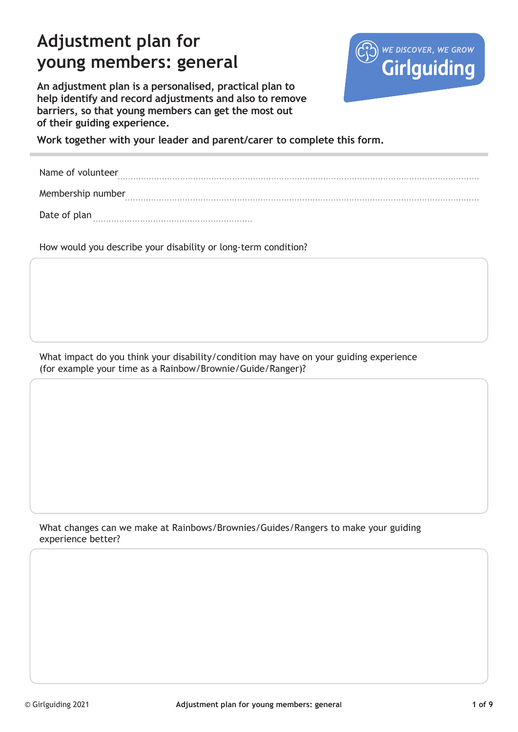# Adjustment plan for young members: general

**An adjustment plan is a personalised, practical plan to help identify and record adjustments and also to remove barriers, so that young members can get the most out of their guiding experience.**

WE DISCOVER, WE GROW
Girlguiding

**Work together with your leader and parent/carer to complete this form.**

Name of volunteer ..........................................................................................................................................

Membership number .....................................................................................................................................

Date of plan ..............................................................

How would you describe your disability or long-term condition?

What impact do you think your disability/condition may have on your guiding experience (for example your time as a Rainbow/Brownie/Guide/Ranger)?

What changes can we make at Rainbows/Brownies/Guides/Rangers to make your guiding experience better?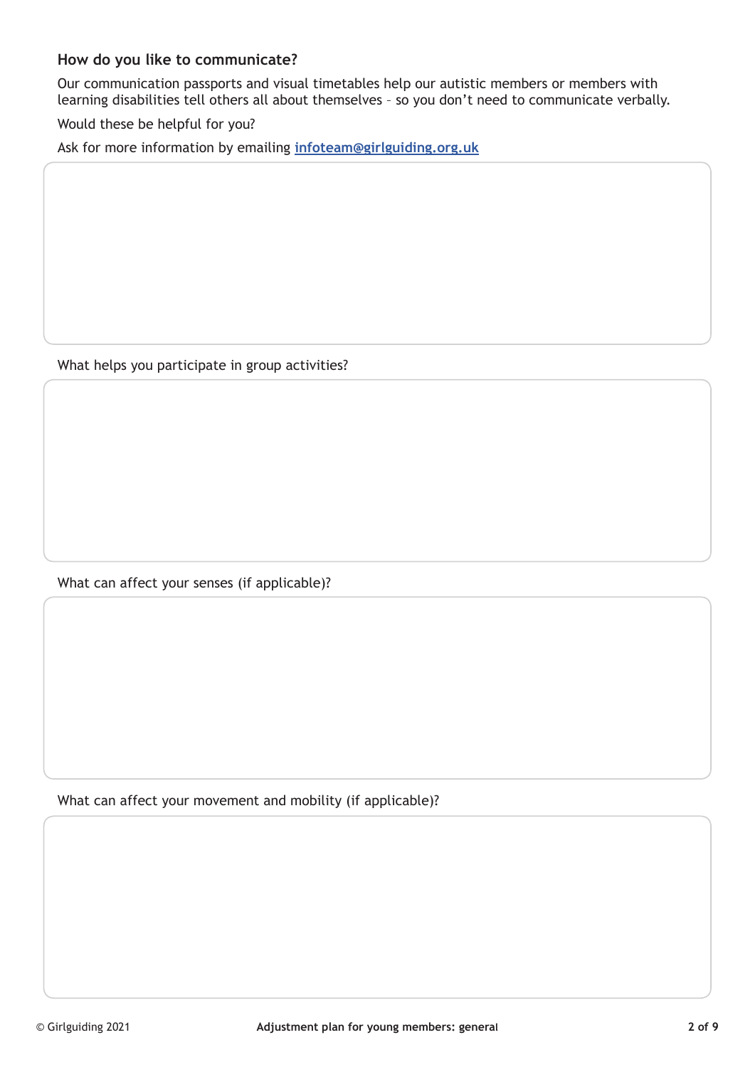### How do you like to communicate?

Our communication passports and visual timetables help our autistic members or members with learning disabilities tell others all about themselves – so you don't need to communicate verbally.

Would these be helpful for you?

Ask for more information by emailing **infoteam@girlguiding.org.uk**

What helps you participate in group activities?

What can affect your senses (if applicable)?

What can affect your movement and mobility (if applicable)?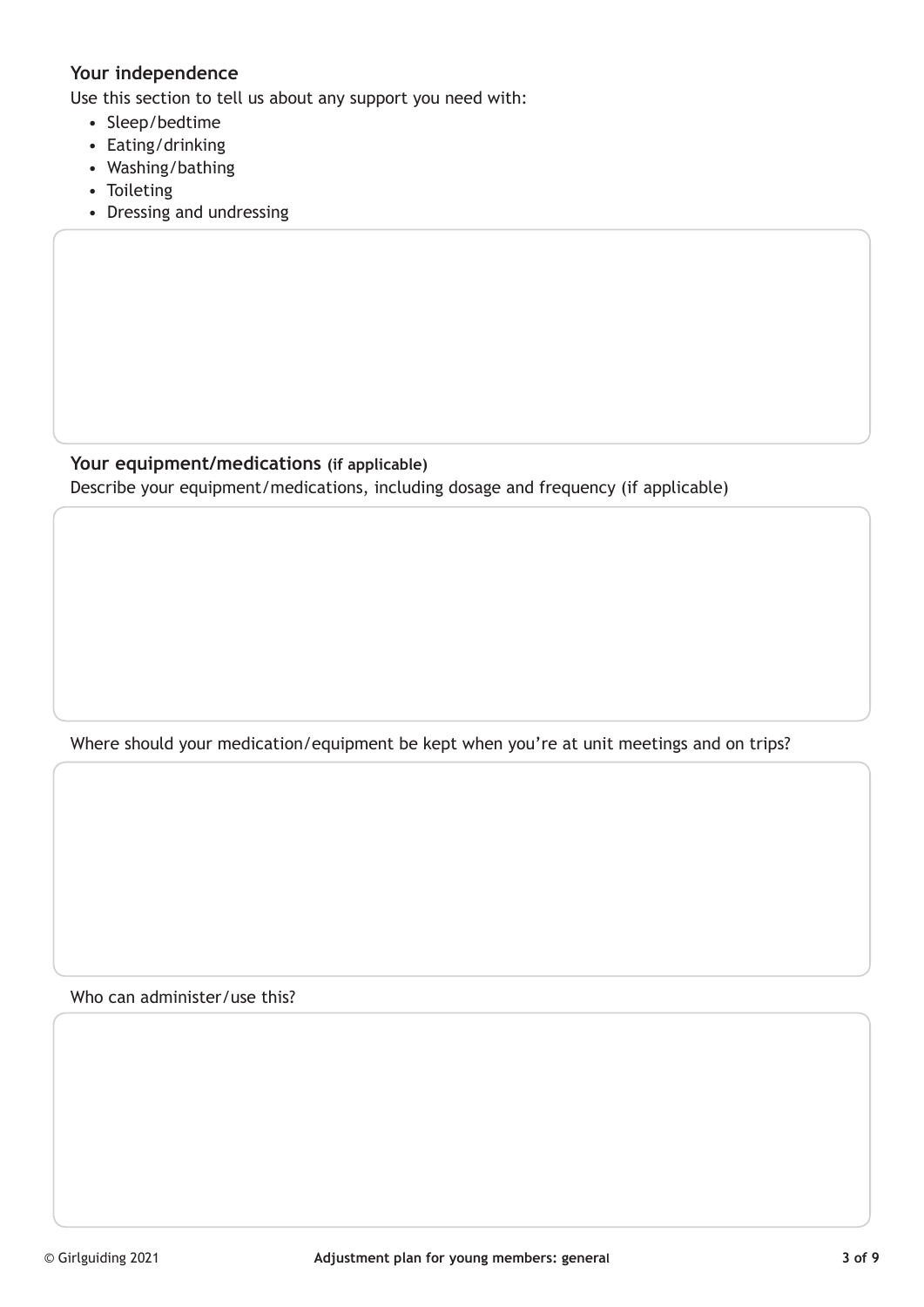### Your independence

Use this section to tell us about any support you need with:

- Sleep/bedtime
- Eating/drinking
- Washing/bathing
- Toileting
- Dressing and undressing

### Your equipment/medications (if applicable)

Describe your equipment/medications, including dosage and frequency (if applicable)

Where should your medication/equipment be kept when you're at unit meetings and on trips?

Who can administer/use this?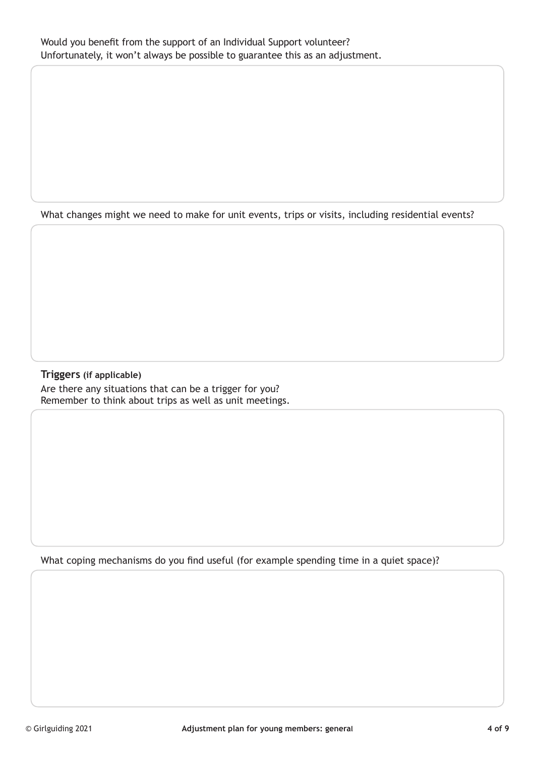Would you benefit from the support of an Individual Support volunteer?
Unfortunately, it won't always be possible to guarantee this as an adjustment.

What changes might we need to make for unit events, trips or visits, including residential events?

### Triggers (if applicable)

Are there any situations that can be a trigger for you?
Remember to think about trips as well as unit meetings.

What coping mechanisms do you find useful (for example spending time in a quiet space)?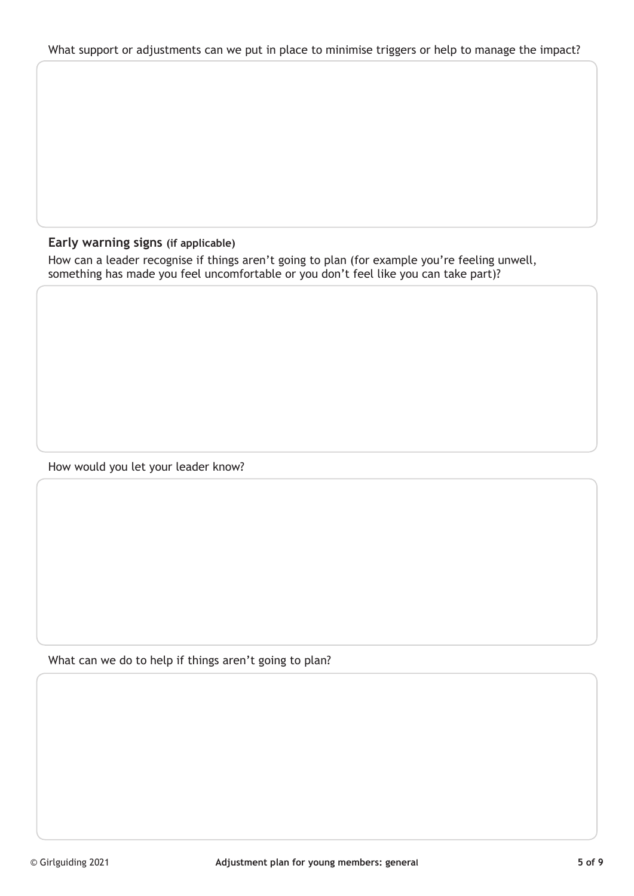What support or adjustments can we put in place to minimise triggers or help to manage the impact?

## Early warning signs (if applicable)

How can a leader recognise if things aren't going to plan (for example you're feeling unwell, something has made you feel uncomfortable or you don't feel like you can take part)?

How would you let your leader know?

What can we do to help if things aren't going to plan?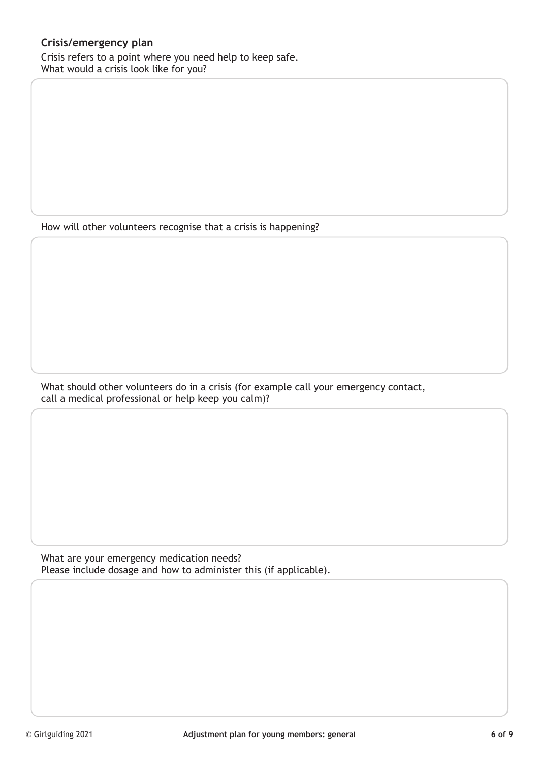## Crisis/emergency plan

Crisis refers to a point where you need help to keep safe.
What would a crisis look like for you?

How will other volunteers recognise that a crisis is happening?

What should other volunteers do in a crisis (for example call your emergency contact, call a medical professional or help keep you calm)?

What are your emergency medication needs?
Please include dosage and how to administer this (if applicable).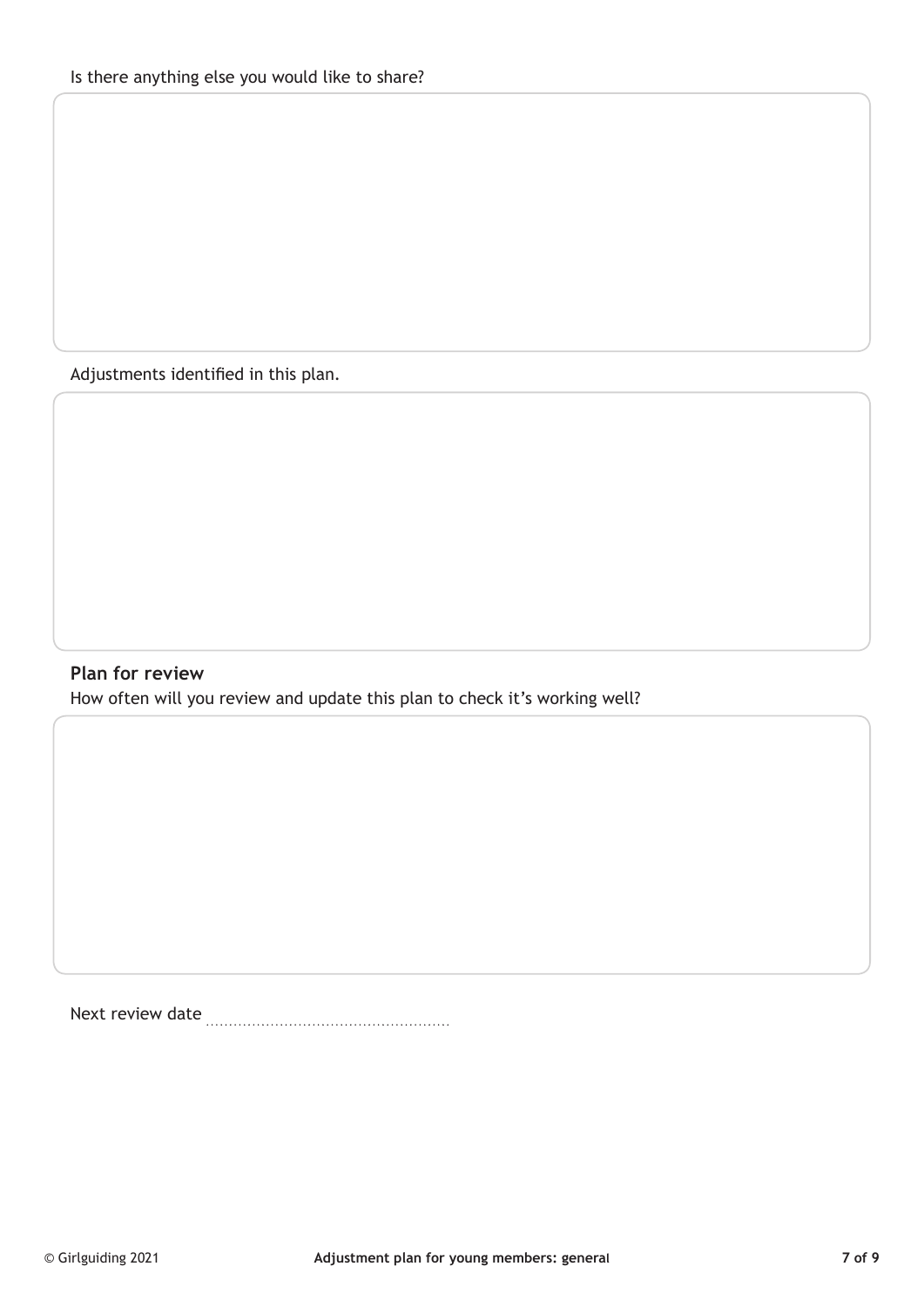Is there anything else you would like to share?

Adjustments identified in this plan.

### Plan for review

How often will you review and update this plan to check it's working well?

Next review date ..................................................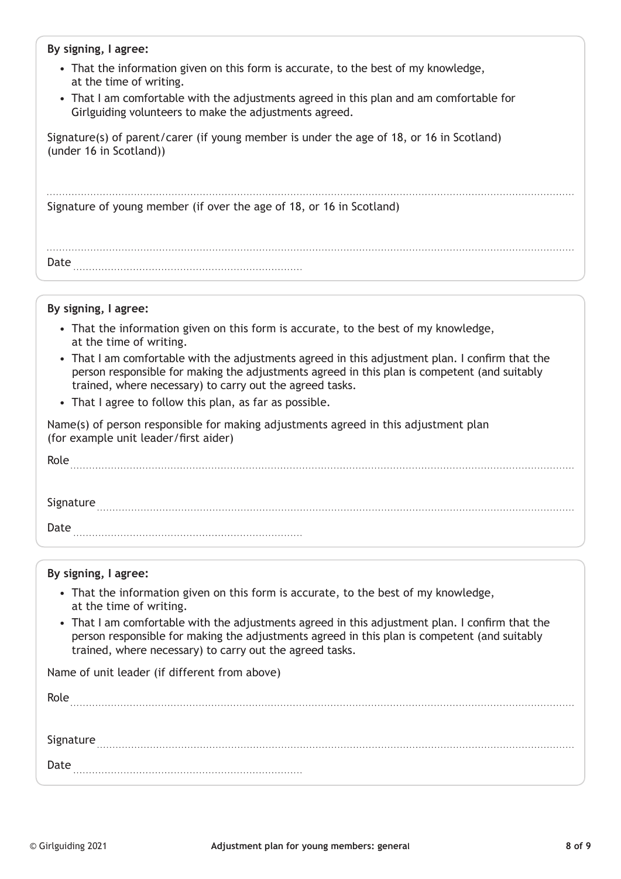**By signing, I agree:**

- That the information given on this form is accurate, to the best of my knowledge, at the time of writing.
- That I am comfortable with the adjustments agreed in this plan and am comfortable for Girlguiding volunteers to make the adjustments agreed.

Signature(s) of parent/carer (if young member is under the age of 18, or 16 in Scotland) (under 16 in Scotland))

.................................................................................................................................................

Signature of young member (if over the age of 18, or 16 in Scotland)

.................................................................................................................................................

Date ............................................................

**By signing, I agree:**

- That the information given on this form is accurate, to the best of my knowledge, at the time of writing.
- That I am comfortable with the adjustments agreed in this adjustment plan. I confirm that the person responsible for making the adjustments agreed in this plan is competent (and suitably trained, where necessary) to carry out the agreed tasks.
- That I agree to follow this plan, as far as possible.

Name(s) of person responsible for making adjustments agreed in this adjustment plan (for example unit leader/first aider)

Role .................................................................................................................................................

Signature ..........................................................................................................................................

Date ............................................................

**By signing, I agree:**

- That the information given on this form is accurate, to the best of my knowledge, at the time of writing.
- That I am comfortable with the adjustments agreed in this adjustment plan. I confirm that the person responsible for making the adjustments agreed in this plan is competent (and suitably trained, where necessary) to carry out the agreed tasks.

Name of unit leader (if different from above)

Role .................................................................................................................................................

Signature ..........................................................................................................................................

Date ............................................................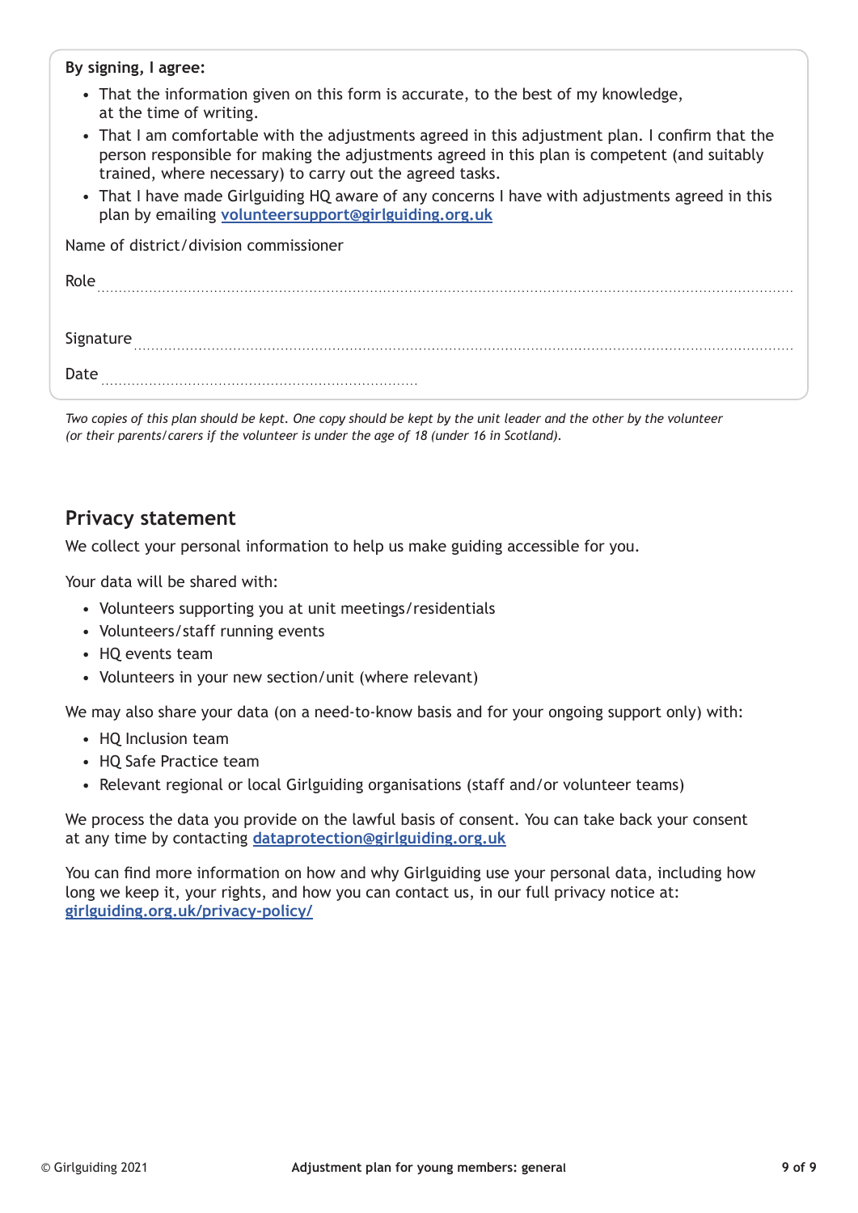**By signing, I agree:**

- That the information given on this form is accurate, to the best of my knowledge, at the time of writing.
- That I am comfortable with the adjustments agreed in this adjustment plan. I confirm that the person responsible for making the adjustments agreed in this plan is competent (and suitably trained, where necessary) to carry out the agreed tasks.
- That I have made Girlguiding HQ aware of any concerns I have with adjustments agreed in this plan by emailing **volunteersupport@girlguiding.org.uk**

Name of district/division commissioner

Role ..............................................................................................................................................

Signature ......................................................................................................................................

Date ......................................................................

*Two copies of this plan should be kept. One copy should be kept by the unit leader and the other by the volunteer (or their parents/carers if the volunteer is under the age of 18 (under 16 in Scotland).*

## Privacy statement

We collect your personal information to help us make guiding accessible for you.

Your data will be shared with:

- Volunteers supporting you at unit meetings/residentials
- Volunteers/staff running events
- HQ events team
- Volunteers in your new section/unit (where relevant)

We may also share your data (on a need-to-know basis and for your ongoing support only) with:

- HQ Inclusion team
- HQ Safe Practice team
- Relevant regional or local Girlguiding organisations (staff and/or volunteer teams)

We process the data you provide on the lawful basis of consent. You can take back your consent at any time by contacting **dataprotection@girlguiding.org.uk**

You can find more information on how and why Girlguiding use your personal data, including how long we keep it, your rights, and how you can contact us, in our full privacy notice at: **girlguiding.org.uk/privacy-policy/**